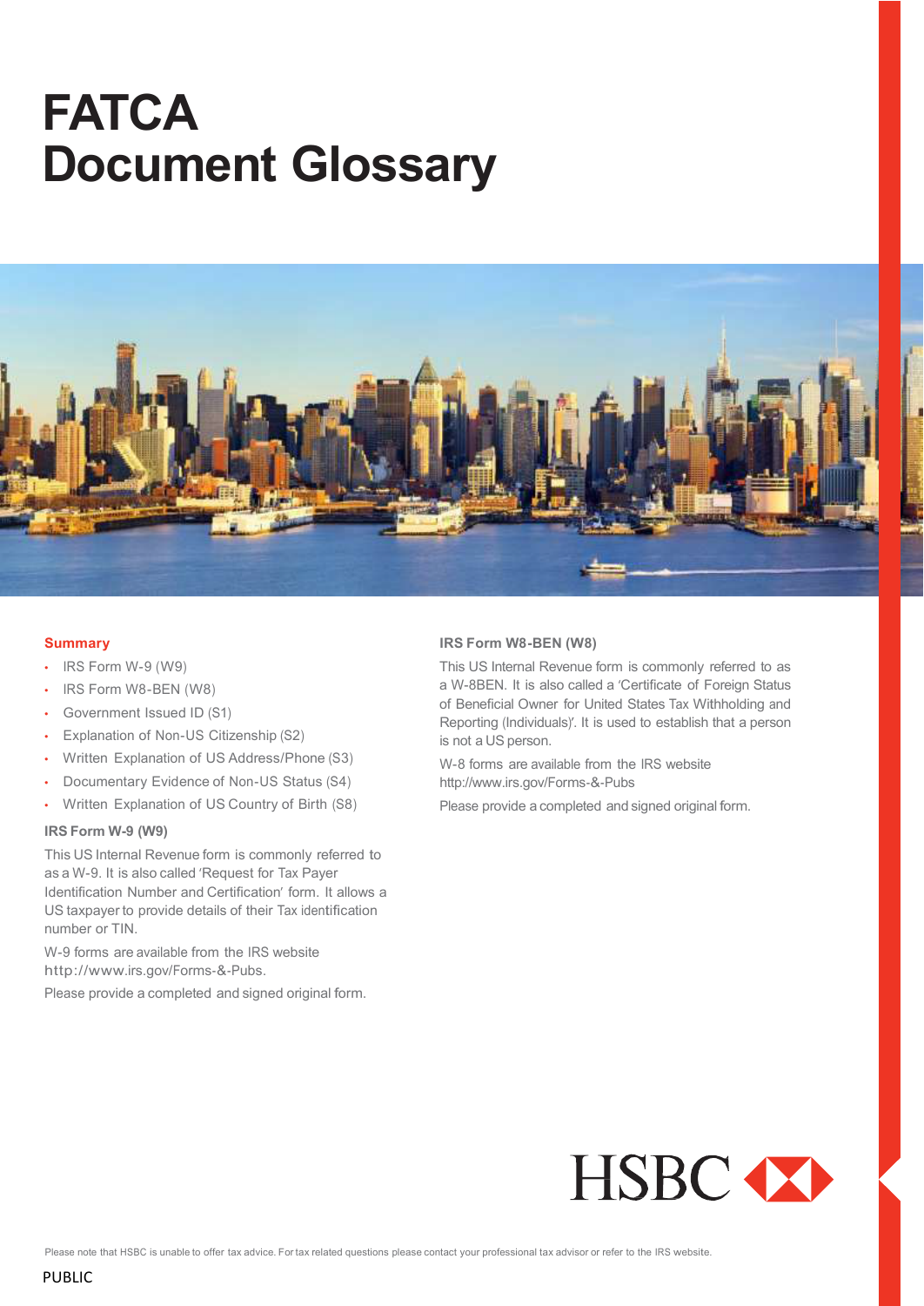# FATCA Document Glossary

## Summary

- IRS Form W-9 (W9)
- IRS Form W8-BEN (W8)
- Government Issued ID (S1)
- Explanation of Non-US Citizenship (S2)
- Written Explanation of US Address/Phone (S3)
- Documentary Evidence of Non-US Status (S4)
- Written Explanation of US Country of Birth (S8)

### IRS Form W-9 (W9)

This US Internal Revenue form is commonly referred to as a W-9. It is also called 'Request for Tax Payer Identification Number and Certification' form. It allows a US taxpayer to provide details of their Tax identification number or TIN.

W-9 forms are available from the IRS website http://www.irs.gov/Forms-&-Pubs.

Please provide a completed and signed original form.

### IRS Form W8-BEN (W8)

This US Internal Revenue form is commonly referred to as a W-8BEN. It is also called a 'Certificate of Foreign Status of Beneficial Owner for United States Tax Withholding and Reporting (Individuals)'. It is used to establish that a person is not a US person.

W-8 forms are available from the IRS website http://www.irs.gov/Forms-&-Pubs

Please provide a completed and signed original form.

HSBC

Please note that HSBC is unable to offer tax advice. For tax related questions please contact your professional tax advisor or refer to the IRS website.

PUBLIC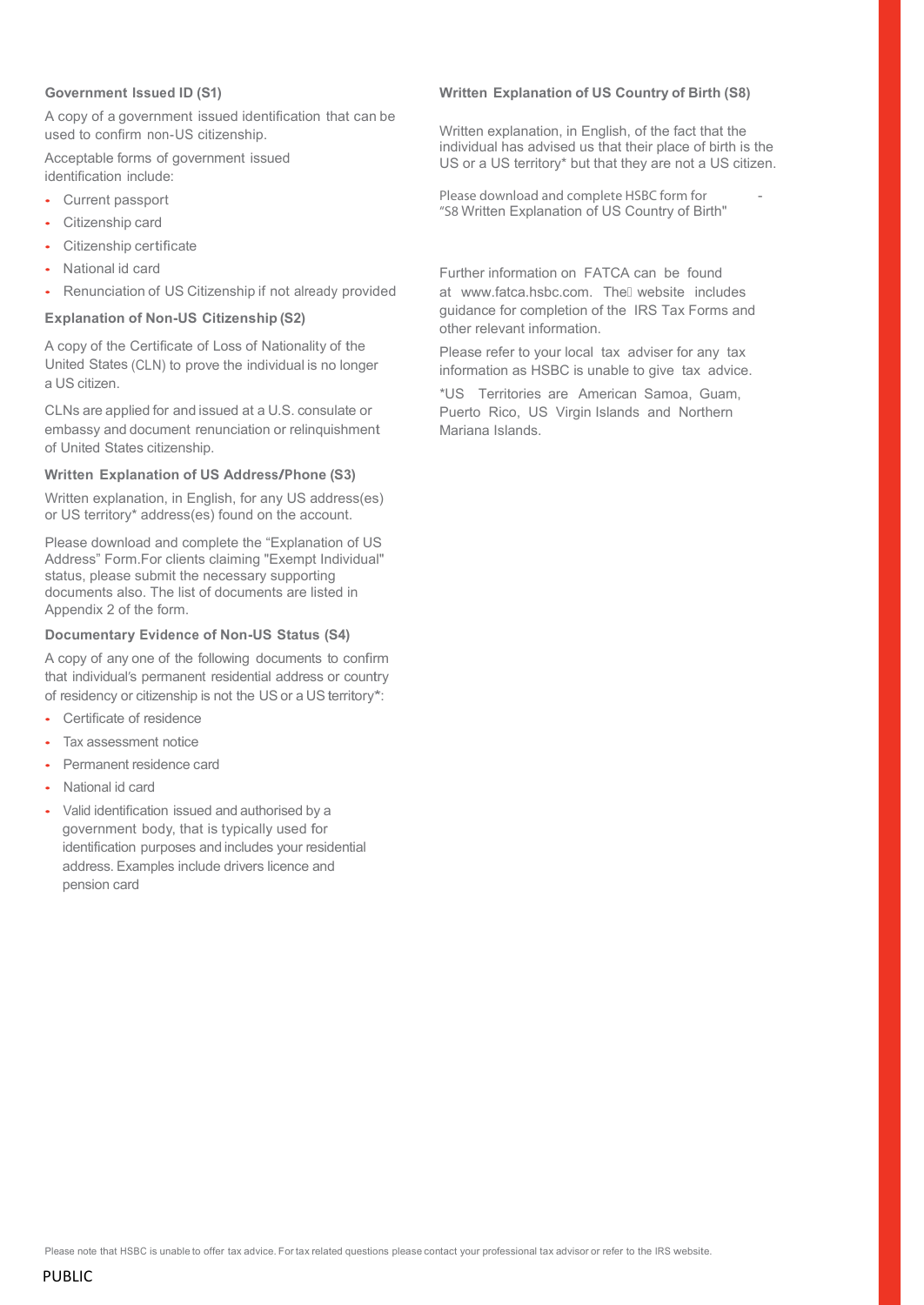### Government Issued ID (S1)

A copy of a government issued identification that can be used to confirm non-US citizenship.

Acceptable forms of government issued identification include:

- Current passport
- Citizenship card
- Citizenship certificate
- National id card
- Renunciation of US Citizenship if not already provided

### Explanation of Non-US Citizenship (S2)

A copy of the Certificate of Loss of Nationality of the United States (CLN) to prove the individual is no longer a US citizen.

CLNs are applied for and issued at a U.S. consulate or embassy and document renunciation or relinquishment of United States citizenship.

### Written Explanation of US Address/Phone (S3)

Written explanation, in English, for any US address(es) or US territory* address(es) found on the account.

Please download and complete the "Explanation of US Address" Form.For clients claiming "Exempt Individual" status, please submit the necessary supporting documents also. The list of documents are listed in Appendix 2 of the form.

### Documentary Evidence of Non-US Status (S4)

A copy of any one of the following documents to confirm that individual's permanent residential address or country of residency or citizenship is not the US or a US territory*:

- Certificate of residence
- Tax assessment notice
- Permanent residence card
- National id card
- Valid identification issued and authorised by a government body, that is typically used for identification purposes and includes your residential address. Examples include drivers licence and pension card

### Written Explanation of US Country of Birth (S8)

Written explanation, in English, of the fact that the individual has advised us that their place of birth is the US or a US territory* but that they are not a US citizen.

Please download and complete HSBC form for - "S8 Written Explanation of US Country of Birth"

Further information on FATCA can be found at www.fatca.hsbc.com. The website includes guidance for completion of the IRS Tax Forms and other relevant information.

Please refer to your local tax adviser for any tax information as HSBC is unable to give tax advice.

*US Territories are American Samoa, Guam, Puerto Rico, US Virgin Islands and Northern Mariana Islands.

Please note that HSBC is unable to offer tax advice. For tax related questions please contact your professional tax advisor or refer to the IRS website.

PUBLIC